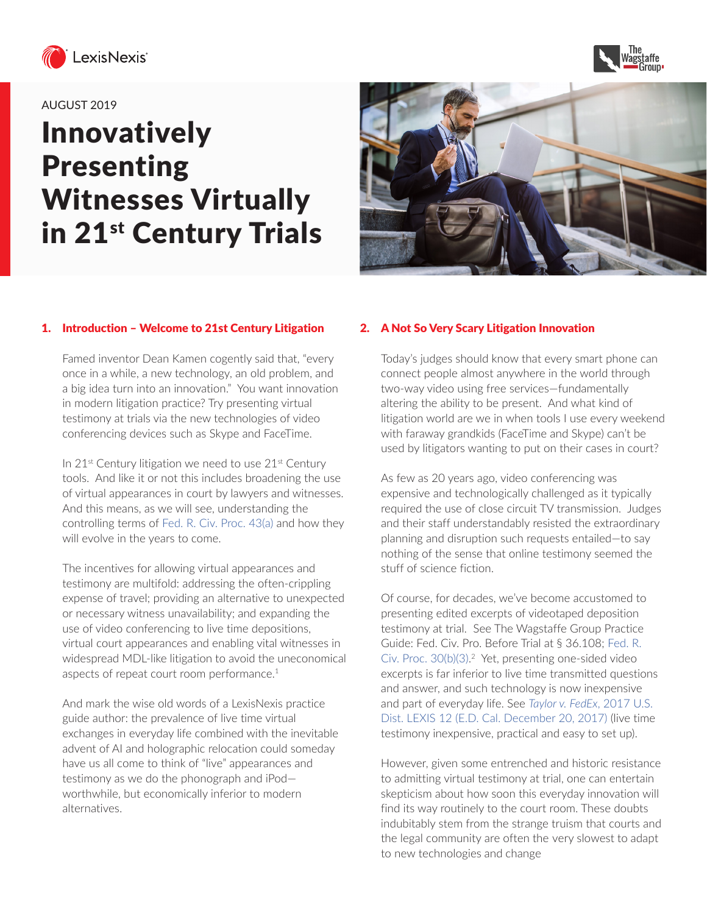AUGUST 2019

# Innovatively Presenting Witnesses Virtually in 21st Century Trials

## 1. Introduction – Welcome to 21st Century Litigation

Famed inventor Dean Kamen cogently said that, "every once in a while, a new technology, an old problem, and a big idea turn into an innovation." You want innovation in modern litigation practice? Try presenting virtual testimony at trials via the new technologies of video conferencing devices such as Skype and FaceTime.

In 21st Century litigation we need to use 21st Century tools. And like it or not this includes broadening the use of virtual appearances in court by lawyers and witnesses. And this means, as we will see, understanding the controlling terms of Fed. R. Civ. Proc. 43(a) and how they will evolve in the years to come.

The incentives for allowing virtual appearances and testimony are multifold: addressing the often-crippling expense of travel; providing an alternative to unexpected or necessary witness unavailability; and expanding the use of video conferencing to live time depositions, virtual court appearances and enabling vital witnesses in widespread MDL-like litigation to avoid the uneconomical aspects of repeat court room performance.[1]

And mark the wise old words of a LexisNexis practice guide author: the prevalence of live time virtual exchanges in everyday life combined with the inevitable advent of AI and holographic relocation could someday have us all come to think of "live" appearances and testimony as we do the phonograph and iPod—worthwhile, but economically inferior to modern alternatives.

## 2. A Not So Very Scary Litigation Innovation

Today's judges should know that every smart phone can connect people almost anywhere in the world through two-way video using free services—fundamentally altering the ability to be present. And what kind of litigation world are we in when tools I use every weekend with faraway grandkids (FaceTime and Skype) can't be used by litigators wanting to put on their cases in court?

As few as 20 years ago, video conferencing was expensive and technologically challenged as it typically required the use of close circuit TV transmission. Judges and their staff understandably resisted the extraordinary planning and disruption such requests entailed—to say nothing of the sense that online testimony seemed the stuff of science fiction.

Of course, for decades, we've become accustomed to presenting edited excerpts of videotaped deposition testimony at trial. See The Wagstaffe Group Practice Guide: Fed. Civ. Pro. Before Trial at § 36.108; Fed. R. Civ. Proc. 30(b)(3).[2] Yet, presenting one-sided video excerpts is far inferior to live time transmitted questions and answer, and such technology is now inexpensive and part of everyday life. See *Taylor v. FedEx*, 2017 U.S. Dist. LEXIS 12 (E.D. Cal. December 20, 2017) (live time testimony inexpensive, practical and easy to set up).

However, given some entrenched and historic resistance to admitting virtual testimony at trial, one can entertain skepticism about how soon this everyday innovation will find its way routinely to the court room. These doubts indubitably stem from the strange truism that courts and the legal community are often the very slowest to adapt to new technologies and change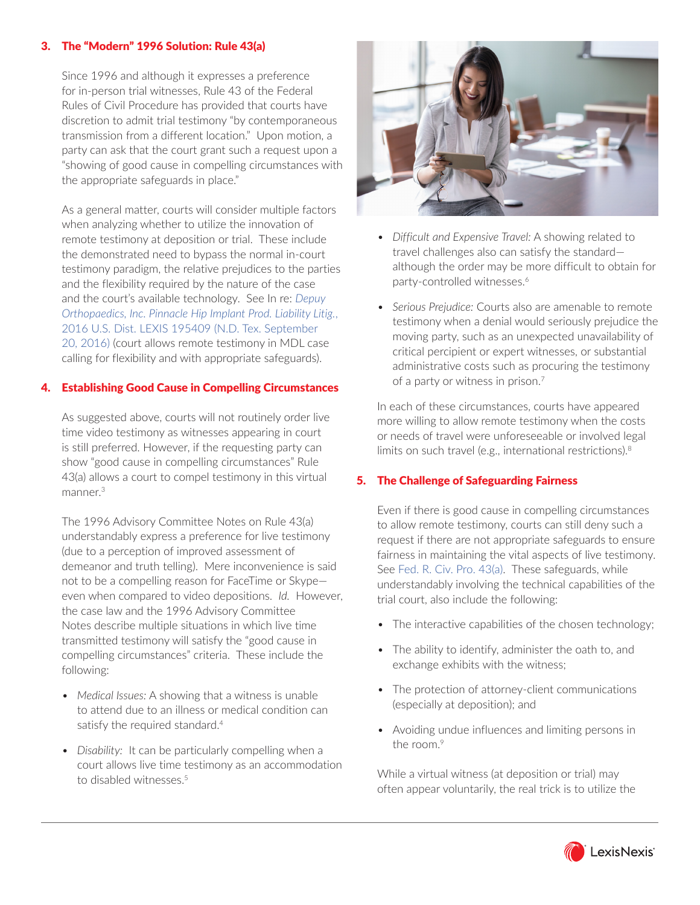## 3. The "Modern" 1996 Solution: Rule 43(a)

Since 1996 and although it expresses a preference for in-person trial witnesses, Rule 43 of the Federal Rules of Civil Procedure has provided that courts have discretion to admit trial testimony "by contemporaneous transmission from a different location." Upon motion, a party can ask that the court grant such a request upon a "showing of good cause in compelling circumstances with the appropriate safeguards in place."

As a general matter, courts will consider multiple factors when analyzing whether to utilize the innovation of remote testimony at deposition or trial. These include the demonstrated need to bypass the normal in-court testimony paradigm, the relative prejudices to the parties and the flexibility required by the nature of the case and the court's available technology. See In re: *Depuy Orthopaedics, Inc. Pinnacle Hip Implant Prod. Liability Litig.*, 2016 U.S. Dist. LEXIS 195409 (N.D. Tex. September 20, 2016) (court allows remote testimony in MDL case calling for flexibility and with appropriate safeguards).

## 4. Establishing Good Cause in Compelling Circumstances

As suggested above, courts will not routinely order live time video testimony as witnesses appearing in court is still preferred. However, if the requesting party can show "good cause in compelling circumstances" Rule 43(a) allows a court to compel testimony in this virtual manner.[3]

The 1996 Advisory Committee Notes on Rule 43(a) understandably express a preference for live testimony (due to a perception of improved assessment of demeanor and truth telling). Mere inconvenience is said not to be a compelling reason for FaceTime or Skype—even when compared to video depositions. *Id.* However, the case law and the 1996 Advisory Committee Notes describe multiple situations in which live time transmitted testimony will satisfy the "good cause in compelling circumstances" criteria. These include the following:

- *Medical Issues:* A showing that a witness is unable to attend due to an illness or medical condition can satisfy the required standard.[4]
- *Disability:* It can be particularly compelling when a court allows live time testimony as an accommodation to disabled witnesses.[5]
- *Difficult and Expensive Travel:* A showing related to travel challenges also can satisfy the standard—although the order may be more difficult to obtain for party-controlled witnesses.[6]
- *Serious Prejudice:* Courts also are amenable to remote testimony when a denial would seriously prejudice the moving party, such as an unexpected unavailability of critical percipient or expert witnesses, or substantial administrative costs such as procuring the testimony of a party or witness in prison.[7]

In each of these circumstances, courts have appeared more willing to allow remote testimony when the costs or needs of travel were unforeseeable or involved legal limits on such travel (e.g., international restrictions).[8]

## 5. The Challenge of Safeguarding Fairness

Even if there is good cause in compelling circumstances to allow remote testimony, courts can still deny such a request if there are not appropriate safeguards to ensure fairness in maintaining the vital aspects of live testimony. See Fed. R. Civ. Pro. 43(a). These safeguards, while understandably involving the technical capabilities of the trial court, also include the following:

- The interactive capabilities of the chosen technology;
- The ability to identify, administer the oath to, and exchange exhibits with the witness;
- The protection of attorney-client communications (especially at deposition); and
- Avoiding undue influences and limiting persons in the room.[9]

While a virtual witness (at deposition or trial) may often appear voluntarily, the real trick is to utilize the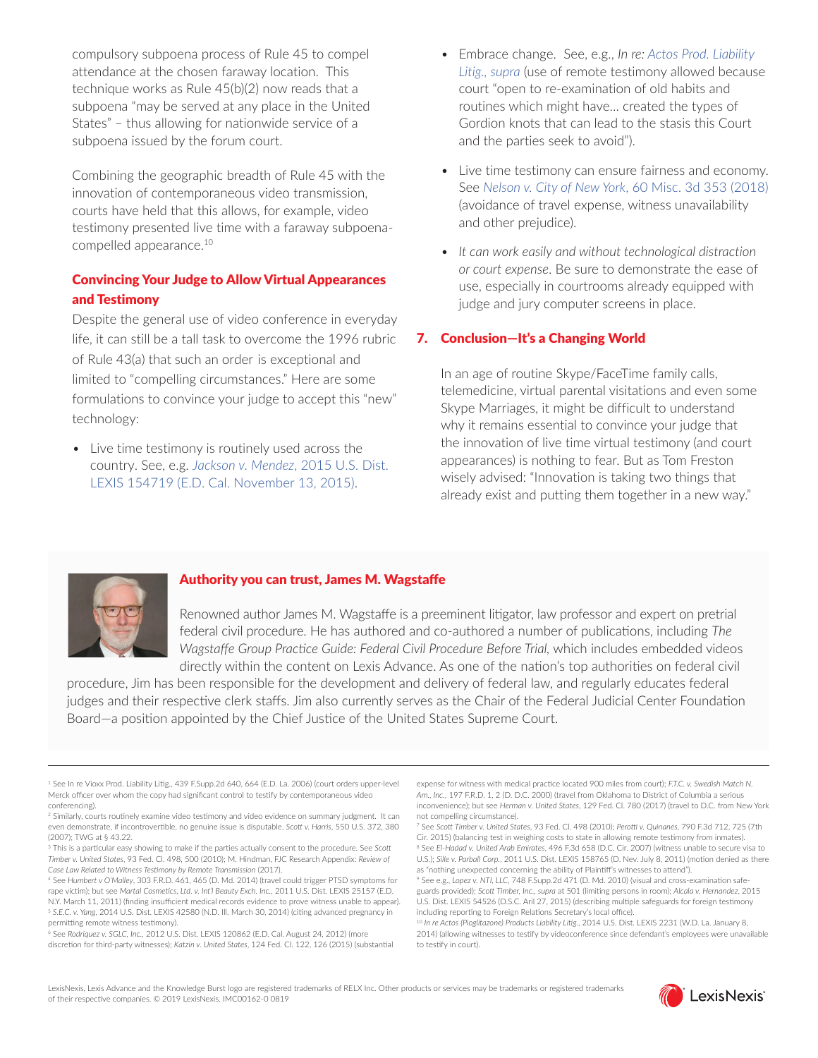compulsory subpoena process of Rule 45 to compel attendance at the chosen faraway location. This technique works as Rule 45(b)(2) now reads that a subpoena "may be served at any place in the United States" – thus allowing for nationwide service of a subpoena issued by the forum court.

Combining the geographic breadth of Rule 45 with the innovation of contemporaneous video transmission, courts have held that this allows, for example, video testimony presented live time with a faraway subpoena-compelled appearance.[10]

### Convincing Your Judge to Allow Virtual Appearances and Testimony

Despite the general use of video conference in everyday life, it can still be a tall task to overcome the 1996 rubric of Rule 43(a) that such an order is exceptional and limited to "compelling circumstances." Here are some formulations to convince your judge to accept this "new" technology:

- Live time testimony is routinely used across the country. See, e.g. *Jackson v. Mendez*, 2015 U.S. Dist. LEXIS 154719 (E.D. Cal. November 13, 2015).
- Embrace change. See, e.g., *In re: Actos Prod. Liability Litig., supra* (use of remote testimony allowed because court "open to re-examination of old habits and routines which might have… created the types of Gordion knots that can lead to the stasis this Court and the parties seek to avoid").
- Live time testimony can ensure fairness and economy. See *Nelson v. City of New York*, 60 Misc. 3d 353 (2018) (avoidance of travel expense, witness unavailability and other prejudice).
- *It can work easily and without technological distraction or court expense*. Be sure to demonstrate the ease of use, especially in courtrooms already equipped with judge and jury computer screens in place.

## 7. Conclusion—It's a Changing World

In an age of routine Skype/FaceTime family calls, telemedicine, virtual parental visitations and even some Skype Marriages, it might be difficult to understand why it remains essential to convince your judge that the innovation of live time virtual testimony (and court appearances) is nothing to fear. But as Tom Freston wisely advised: "Innovation is taking two things that already exist and putting them together in a new way."

### Authority you can trust, James M. Wagstaffe

Renowned author James M. Wagstaffe is a preeminent litigator, law professor and expert on pretrial federal civil procedure. He has authored and co-authored a number of publications, including *The Wagstaffe Group Practice Guide: Federal Civil Procedure Before Trial*, which includes embedded videos directly within the content on Lexis Advance. As one of the nation's top authorities on federal civil procedure, Jim has been responsible for the development and delivery of federal law, and regularly educates federal judges and their respective clerk staffs. Jim also currently serves as the Chair of the Federal Judicial Center Foundation Board—a position appointed by the Chief Justice of the United States Supreme Court.

---

[1] See In re Vioxx Prod. Liability Litig., 439 F.Supp.2d 640, 664 (E.D. La. 2006) (court orders upper-level Merck officer over whom the copy had significant control to testify by contemporaneous video conferencing).

[2] Similarly, courts routinely examine video testimony and video evidence on summary judgment. It can even demonstrate, if incontrovertible, no genuine issue is disputable. *Scott v. Harris*, 550 U.S. 372, 380 (2007); TWG at § 43.22.

[3] This is a particular easy showing to make if the parties actually consent to the procedure. See *Scott Timber v. United States*, 93 Fed. Cl. 498, 500 (2010); M. Hindman, FJC Research Appendix: *Review of Case Law Related to Witness Testimony by Remote Transmission* (2017).

[4] See *Humbert v O'Malley*, 303 F.R.D. 461, 465 (D. Md. 2014) (travel could trigger PTSD symptoms for rape victim); but see *Martal Cosmetics, Ltd. v. Int'l Beauty Exch. Inc.*, 2011 U.S. Dist. LEXIS 25157 (E.D. N.Y. March 11, 2011) (finding insufficient medical records evidence to prove witness unable to appear).

[5] *S.E.C. v. Yang*, 2014 U.S. Dist. LEXIS 42580 (N.D. Ill. March 30, 2014) (citing advanced pregnancy in permitting remote witness testimony).

[6] See *Rodriquez v. SGLC, Inc.*, 2012 U.S. Dist. LEXIS 120862 (E.D. Cal. August 24, 2012) (more discretion for third-party witnesses); *Katzin v. United States*, 124 Fed. Cl. 122, 126 (2015) (substantial expense for witness with medical practice located 900 miles from court); *F.T.C. v. Swedish Match N. Am., Inc.*, 197 F.R.D. 1, 2 (D. D.C. 2000) (travel from Oklahoma to District of Columbia a serious inconvenience); but see *Herman v. United States*, 129 Fed. Cl. 780 (2017) (travel to D.C. from New York not compelling circumstance).

[7] See *Scott Timber v. United States*, 93 Fed. Cl. 498 (2010); *Perotti v. Quinanes*, 790 F.3d 712, 725 (7th Cir. 2015) (balancing test in weighing costs to state in allowing remote testimony from inmates).

[8] See *El-Hadad v. United Arab Emirates*, 496 F.3d 658 (D.C. Cir. 2007) (witness unable to secure visa to U.S.); *Sille v. Parball Corp.*, 2011 U.S. Dist. LEXIS 158765 (D. Nev. July 8, 2011) (motion denied as there as "nothing unexpected concerning the ability of Plaintiff's witnesses to attend").

[9] See e.g., *Lopez v. NTI, LLC*, 748 F.Supp.2d 471 (D. Md. 2010) (visual and cross-examination safeguards provided); *Scott Timber, Inc., supra* at 501 (limiting persons in room); *Alcala v. Hernandez*, 2015 U.S. Dist. LEXIS 54526 (D.S.C. Aril 27, 2015) (describing multiple safeguards for foreign testimony including reporting to Foreign Relations Secretary's local office).

[10] *In re Actos (Pioglitazone) Products Liability Litig.*, 2014 U.S. Dist. LEXIS 2231 (W.D. La. January 8, 2014) (allowing witnesses to testify by videoconference since defendant's employees were unavailable to testify in court).

LexisNexis, Lexis Advance and the Knowledge Burst logo are registered trademarks of RELX Inc. Other products or services may be trademarks or registered trademarks of their respective companies. © 2019 LexisNexis. IMC00162-0 0819